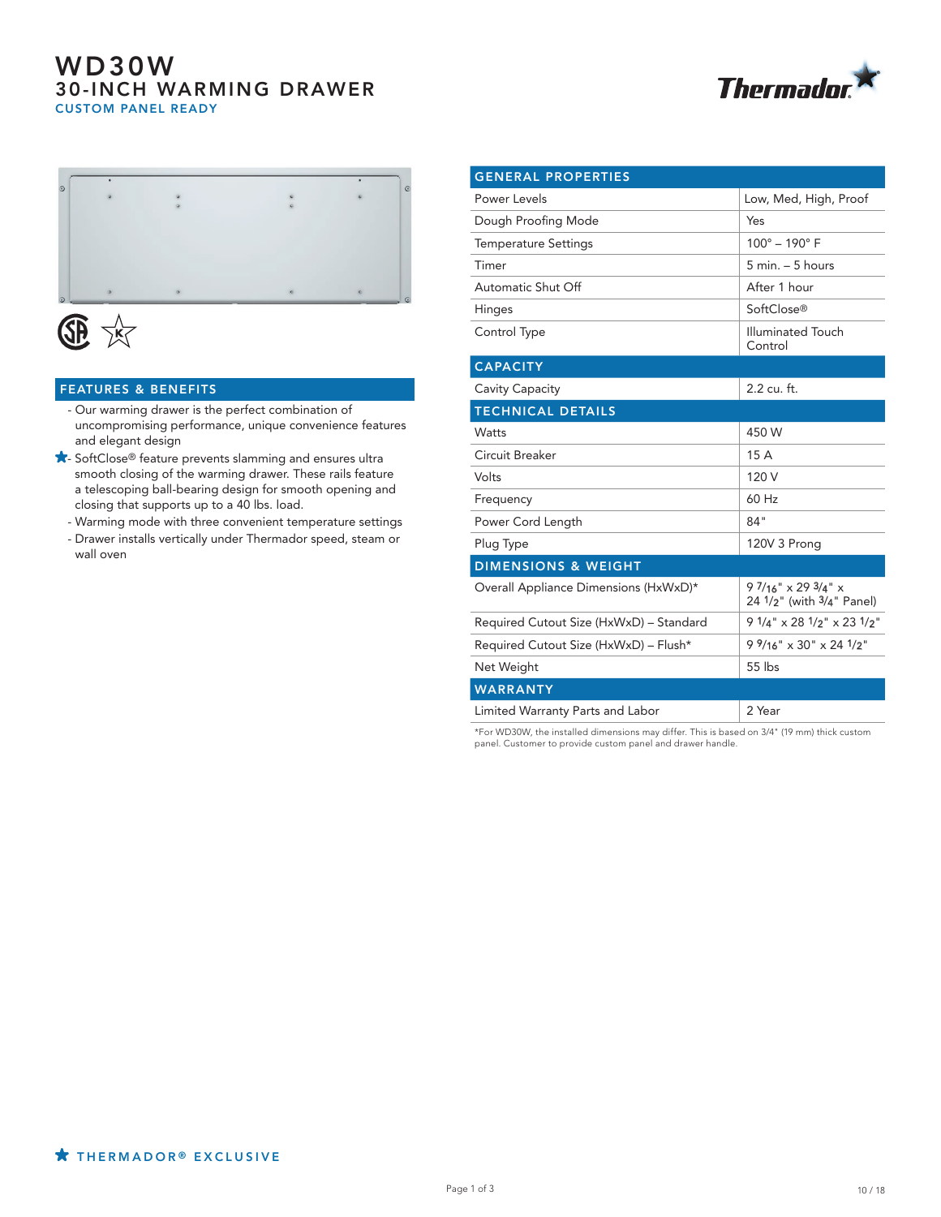# WD30W

## 30-INCH WARMING DRAWER

CUSTOM PANEL READY

Thermador

## FEATURES & BENEFITS

- Our warming drawer is the perfect combination of uncompromising performance, unique convenience features and elegant design
- ★ SoftClose® feature prevents slamming and ensures ultra smooth closing of the warming drawer. These rails feature a telescoping ball-bearing design for smooth opening and closing that supports up to a 40 lbs. load.
- Warming mode with three convenient temperature settings
- Drawer installs vertically under Thermador speed, steam or wall oven

| GENERAL PROPERTIES | |
|---|---|
| Power Levels | Low, Med, High, Proof |
| Dough Proofing Mode | Yes |
| Temperature Settings | 100° – 190° F |
| Timer | 5 min. – 5 hours |
| Automatic Shut Off | After 1 hour |
| Hinges | SoftClose® |
| Control Type | Illuminated Touch Control |
| **CAPACITY** | |
| Cavity Capacity | 2.2 cu. ft. |
| **TECHNICAL DETAILS** | |
| Watts | 450 W |
| Circuit Breaker | 15 A |
| Volts | 120 V |
| Frequency | 60 Hz |
| Power Cord Length | 84" |
| Plug Type | 120V 3 Prong |
| **DIMENSIONS & WEIGHT** | |
| Overall Appliance Dimensions (HxWxD)* | 9 7/16" x 29 3/4" x 24 1/2" (with 3/4" Panel) |
| Required Cutout Size (HxWxD) – Standard | 9 1/4" x 28 1/2" x 23 1/2" |
| Required Cutout Size (HxWxD) – Flush* | 9 9/16" x 30" x 24 1/2" |
| Net Weight | 55 lbs |
| **WARRANTY** | |
| Limited Warranty Parts and Labor | 2 Year |

*For WD30W, the installed dimensions may differ. This is based on 3/4" (19 mm) thick custom panel. Customer to provide custom panel and drawer handle.

★ THERMADOR® EXCLUSIVE

10 / 18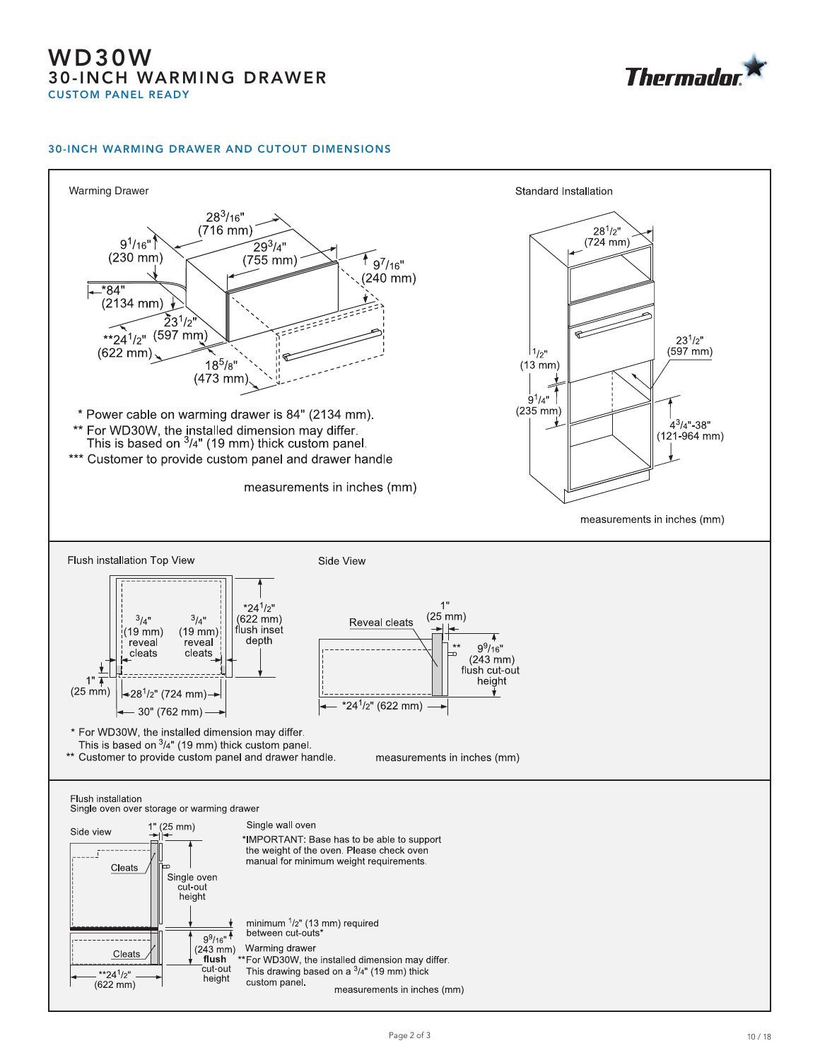# WD30W
## 30-INCH WARMING DRAWER
### CUSTOM PANEL READY

#### 30-INCH WARMING DRAWER AND CUTOUT DIMENSIONS

**Warming Drawer**

28 3/16" (716 mm)
29 3/4" (755 mm)
9 1/16" (230 mm)
9 7/16" (240 mm)
*84" (2134 mm)
23 1/2" (597 mm)
**24 1/2" (622 mm)
18 5/8" (473 mm)

\* Power cable on warming drawer is 84" (2134 mm).
** For WD30W, the installed dimension may differ. This is based on 3/4" (19 mm) thick custom panel.
*** Customer to provide custom panel and drawer handle

measurements in inches (mm)

**Standard Installation**

28 1/2" (724 mm)
1/2" (13 mm)
9 1/4" (235 mm)
23 1/2" (597 mm)
4 3/4"-38" (121-964 mm)

measurements in inches (mm)

**Flush installation Top View**

3/4" (19 mm) reveal cleats
3/4" (19 mm) reveal cleats
*24 1/2" (622 mm) flush inset depth
1" (25 mm)
28 1/2" (724 mm)
30" (762 mm)

**Side View**

Reveal cleats
1" (25 mm)
**
9 9/16" (243 mm) flush cut-out height
*24 1/2" (622 mm)

\* For WD30W, the installed dimension may differ. This is based on 3/4" (19 mm) thick custom panel.
** Customer to provide custom panel and drawer handle.

measurements in inches (mm)

**Flush installation**
Single oven over storage or warming drawer

Side view

1" (25 mm)
Cleats
Single oven cut-out height
9 9/16" (243 mm) **flush** cut-out height
Cleats
**24 1/2" (622 mm)

Single wall oven
*IMPORTANT: Base has to be able to support the weight of the oven. Please check oven manual for minimum weight requirements.

minimum 1/2" (13 mm) required between cut-outs*

Warming drawer
**For WD30W, the installed dimension may differ. This drawing based on a 3/4" (19 mm) thick custom panel.

measurements in inches (mm)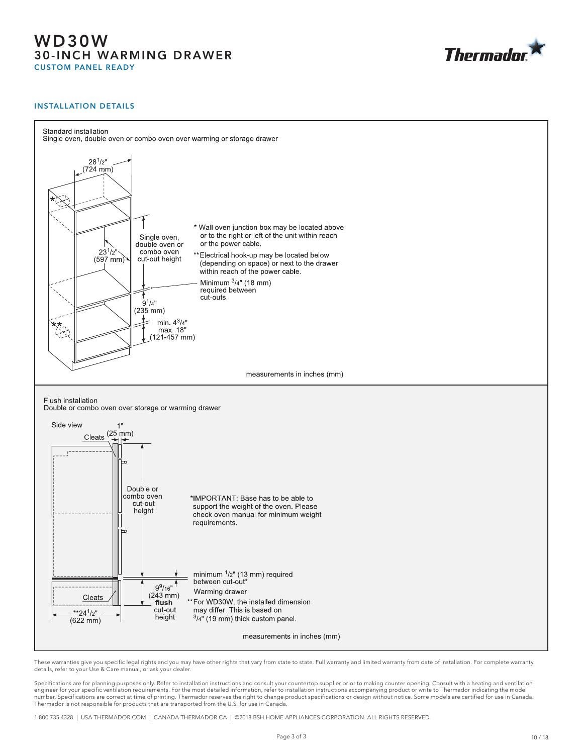# WD30W
## 30-INCH WARMING DRAWER
### CUSTOM PANEL READY

Thermador

## INSTALLATION DETAILS

Standard installation
Single oven, double oven or combo oven over warming or storage drawer

28 1/2" (724 mm)

23 1/2" (597 mm)

Single oven, double oven or combo oven cut-out height

* Wall oven junction box may be located above or to the right or left of the unit within reach or the power cable.

**Electrical hook-up may be located below (depending on space) or next to the drawer within reach of the power cable.

Minimum 3/4" (18 mm) required between cut-outs.

9 1/4" (235 mm)

min. 4 3/4" max. 18" (121-457 mm)

measurements in inches (mm)

Flush installation
Double or combo oven over storage or warming drawer

Side view

Cleats

1" (25 mm)

Double or combo oven cut-out height

*IMPORTANT: Base has to be able to support the weight of the oven. Please check oven manual for minimum weight requirements.

minimum 1/2" (13 mm) required between cut-out*

9 9/16" (243 mm) **flush** cut-out height

Warming drawer

Cleats

**24 1/2" (622 mm)

**For WD30W, the installed dimension may differ. This is based on 3/4" (19 mm) thick custom panel.

measurements in inches (mm)

These warranties give you specific legal rights and you may have other rights that vary from state to state. Full warranty and limited warranty from date of installation. For complete warranty details, refer to your Use & Care manual, or ask your dealer.

Specifications are for planning purposes only. Refer to installation instructions and consult your countertop supplier prior to making counter opening. Consult with a heating and ventilation engineer for your specific ventilation requirements. For the most detailed information, refer to installation instructions accompanying product or write to Thermador indicating the model number. Specifications are correct at time of printing. Thermador reserves the right to change product specifications or design without notice. Some models are certified for use in Canada. Thermador is not responsible for products that are transported from the U.S. for use in Canada.

1 800 735 4328 | USA THERMADOR.COM | CANADA THERMADOR.CA | ©2018 BSH HOME APPLIANCES CORPORATION. ALL RIGHTS RESERVED.

10 / 18